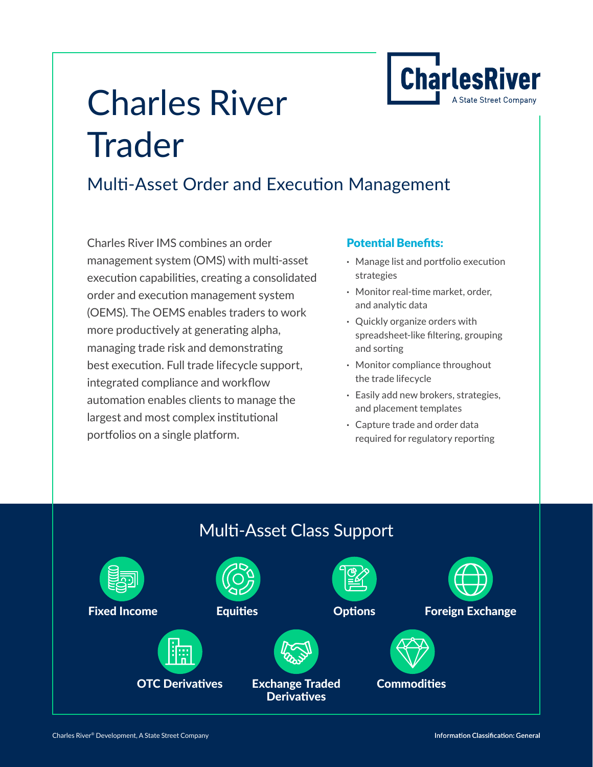# Charles River Trader

## Multi-Asset Order and Execution Management

Charles River IMS combines an order management system (OMS) with multi-asset execution capabilities, creating a consolidated order and execution management system (OEMS). The OEMS enables traders to work more productively at generating alpha, managing trade risk and demonstrating best execution. Full trade lifecycle support, integrated compliance and workflow automation enables clients to manage the largest and most complex institutional portfolios on a single platform.

### Potential Benefits:

- Manage list and portfolio execution strategies
- Monitor real-time market, order, and analytic data
- Quickly organize orders with spreadsheet-like filtering, grouping and sorting
- Monitor compliance throughout the trade lifecycle
- Easily add new brokers, strategies, and placement templates
- Capture trade and order data required for regulatory reporting

## Multi-Asset Class Support

- **Fixed Income**
- **Equities**
- **Options**
- **Foreign Exchange**
- **OTC Derivatives**
- **Exchange Traded Derivatives**
- **Commodities**

Charles River® Development, A State Street Company

**Information Classification: General**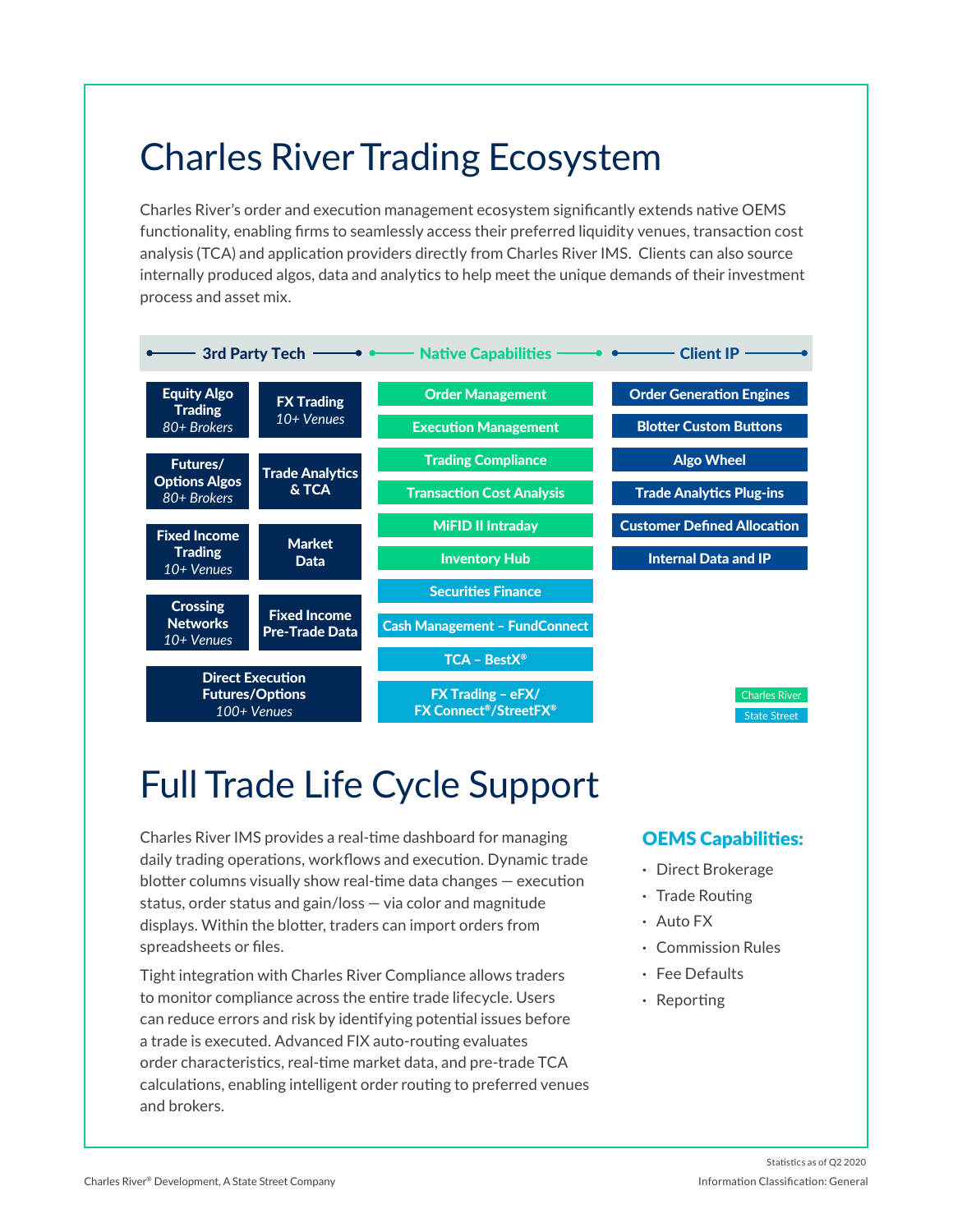# Charles River Trading Ecosystem

Charles River's order and execution management ecosystem significantly extends native OEMS functionality, enabling firms to seamlessly access their preferred liquidity venues, transaction cost analysis (TCA) and application providers directly from Charles River IMS. Clients can also source internally produced algos, data and analytics to help meet the unique demands of their investment process and asset mix.

| 3rd Party Tech | | Native Capabilities | Client IP |
|---|---|---|---|
| Equity Algo Trading *80+ Brokers* | FX Trading *10+ Venues* | Order Management | Order Generation Engines |
| | | Execution Management | Blotter Custom Buttons |
| Futures/ Options Algos *80+ Brokers* | Trade Analytics & TCA | Trading Compliance | Algo Wheel |
| | | Transaction Cost Analysis | Trade Analytics Plug-ins |
| Fixed Income Trading *10+ Venues* | Market Data | MiFID II Intraday | Customer Defined Allocation |
| | | Inventory Hub | Internal Data and IP |
| Crossing Networks *10+ Venues* | Fixed Income Pre-Trade Data | Securities Finance | |
| | | Cash Management – FundConnect | |
| Direct Execution Futures/Options *100+ Venues* | | TCA – BestX® | |
| | | FX Trading – eFX/ FX Connect®/StreetFX® | |

Charles River | State Street

# Full Trade Life Cycle Support

Charles River IMS provides a real-time dashboard for managing daily trading operations, workflows and execution. Dynamic trade blotter columns visually show real-time data changes — execution status, order status and gain/loss — via color and magnitude displays. Within the blotter, traders can import orders from spreadsheets or files.

Tight integration with Charles River Compliance allows traders to monitor compliance across the entire trade lifecycle. Users can reduce errors and risk by identifying potential issues before a trade is executed. Advanced FIX auto-routing evaluates order characteristics, real-time market data, and pre-trade TCA calculations, enabling intelligent order routing to preferred venues and brokers.

## OEMS Capabilities:

- Direct Brokerage
- Trade Routing
- Auto FX
- Commission Rules
- Fee Defaults
- Reporting

Statistics as of Q2 2020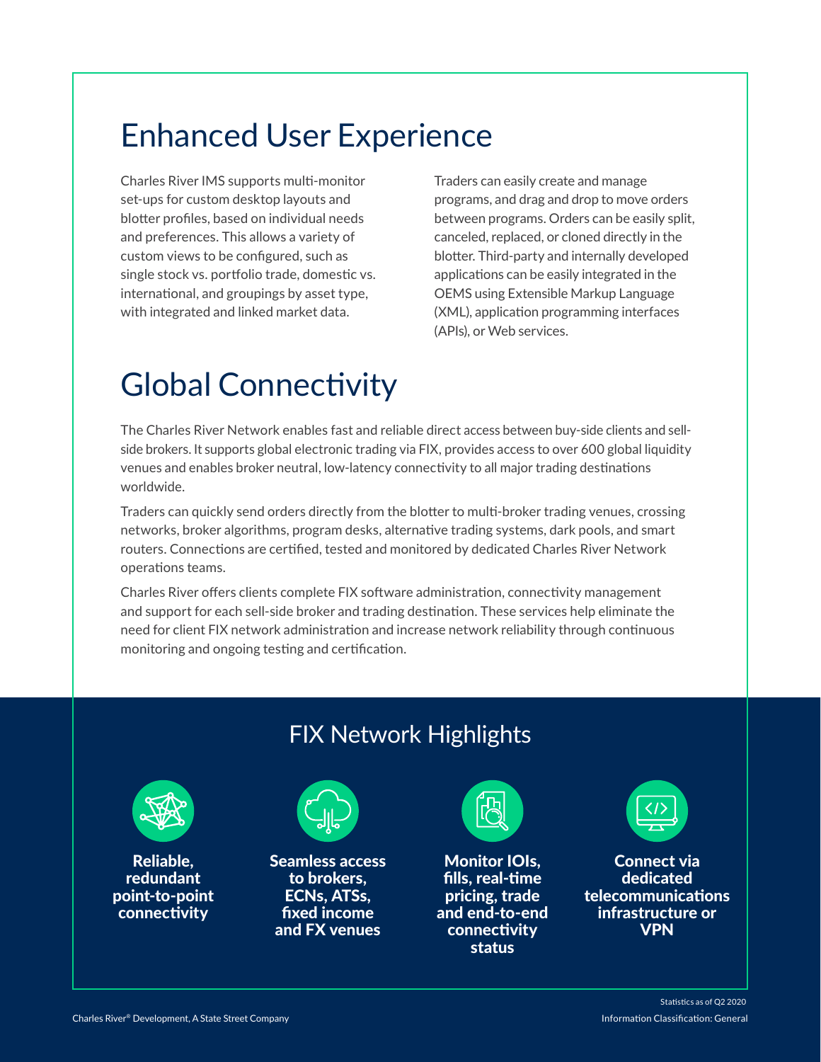## Enhanced User Experience

Charles River IMS supports multi-monitor set-ups for custom desktop layouts and blotter profiles, based on individual needs and preferences. This allows a variety of custom views to be configured, such as single stock vs. portfolio trade, domestic vs. international, and groupings by asset type, with integrated and linked market data.

Traders can easily create and manage programs, and drag and drop to move orders between programs. Orders can be easily split, canceled, replaced, or cloned directly in the blotter. Third-party and internally developed applications can be easily integrated in the OEMS using Extensible Markup Language (XML), application programming interfaces (APIs), or Web services.

## Global Connectivity

The Charles River Network enables fast and reliable direct access between buy-side clients and sell-side brokers. It supports global electronic trading via FIX, provides access to over 600 global liquidity venues and enables broker neutral, low-latency connectivity to all major trading destinations worldwide.

Traders can quickly send orders directly from the blotter to multi-broker trading venues, crossing networks, broker algorithms, program desks, alternative trading systems, dark pools, and smart routers. Connections are certified, tested and monitored by dedicated Charles River Network operations teams.

Charles River offers clients complete FIX software administration, connectivity management and support for each sell-side broker and trading destination. These services help eliminate the need for client FIX network administration and increase network reliability through continuous monitoring and ongoing testing and certification.

### FIX Network Highlights

- **Reliable, redundant point-to-point connectivity**
- **Seamless access to brokers, ECNs, ATSs, fixed income and FX venues**
- **Monitor IOIs, fills, real-time pricing, trade and end-to-end connectivity status**
- **Connect via dedicated telecommunications infrastructure or VPN**

Statistics as of Q2 2020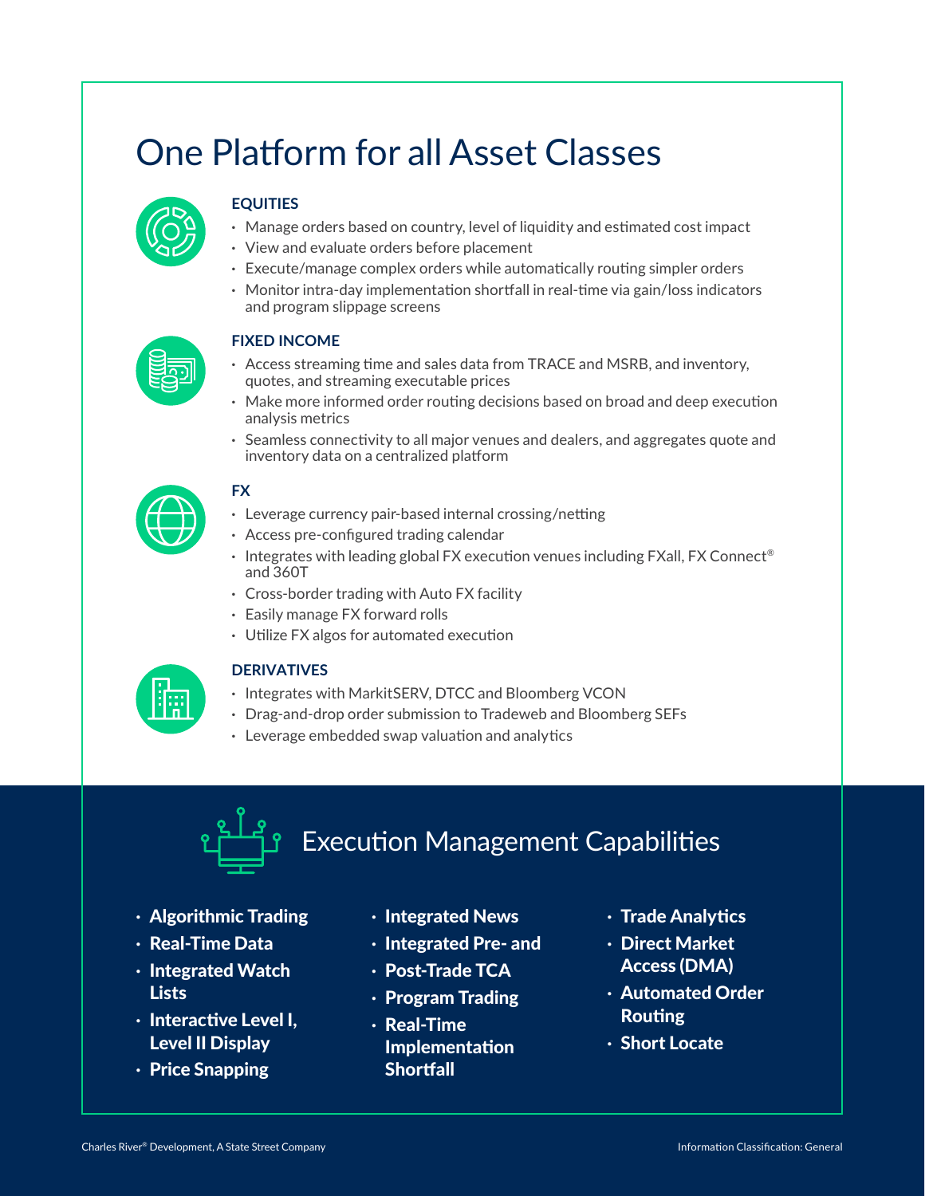# One Platform for all Asset Classes

### EQUITIES

- Manage orders based on country, level of liquidity and estimated cost impact
- View and evaluate orders before placement
- Execute/manage complex orders while automatically routing simpler orders
- Monitor intra-day implementation shortfall in real-time via gain/loss indicators and program slippage screens

### FIXED INCOME

- Access streaming time and sales data from TRACE and MSRB, and inventory, quotes, and streaming executable prices
- Make more informed order routing decisions based on broad and deep execution analysis metrics
- Seamless connectivity to all major venues and dealers, and aggregates quote and inventory data on a centralized platform

### FX

- Leverage currency pair-based internal crossing/netting
- Access pre-configured trading calendar
- Integrates with leading global FX execution venues including FXall, FX Connect® and 360T
- Cross-border trading with Auto FX facility
- Easily manage FX forward rolls
- Utilize FX algos for automated execution

### DERIVATIVES

- Integrates with MarkitSERV, DTCC and Bloomberg VCON
- Drag-and-drop order submission to Tradeweb and Bloomberg SEFs
- Leverage embedded swap valuation and analytics

## Execution Management Capabilities

- **Algorithmic Trading**
- **Real-Time Data**
- **Integrated Watch Lists**
- **Interactive Level I, Level II Display**
- **Price Snapping**
- **Integrated News**
- **Integrated Pre- and Post-Trade TCA**
- **Program Trading**
- **Real-Time Implementation Shortfall**
- **Trade Analytics**
- **Direct Market Access (DMA)**
- **Automated Order Routing**
- **Short Locate**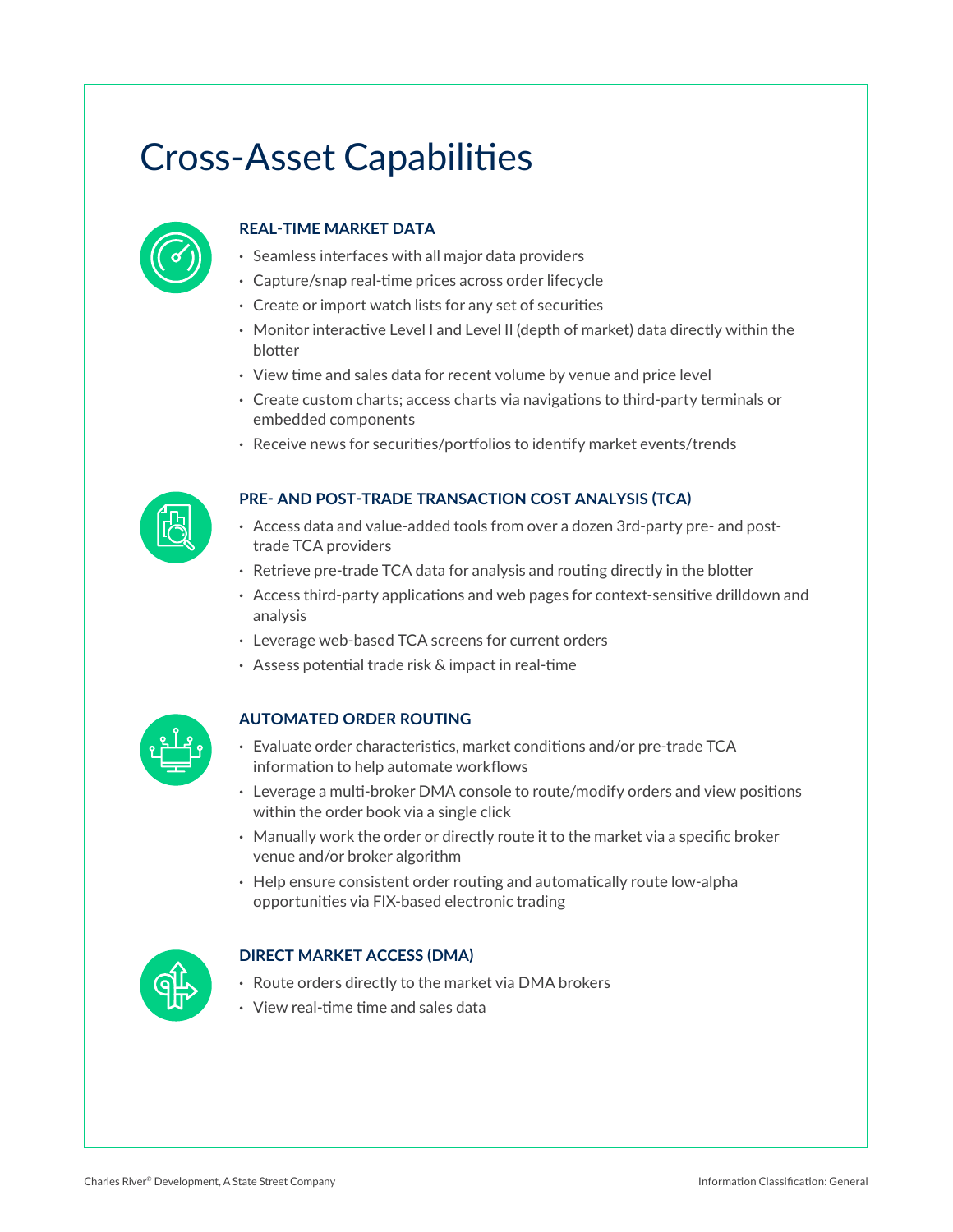# Cross-Asset Capabilities

### REAL-TIME MARKET DATA

- Seamless interfaces with all major data providers
- Capture/snap real-time prices across order lifecycle
- Create or import watch lists for any set of securities
- Monitor interactive Level I and Level II (depth of market) data directly within the blotter
- View time and sales data for recent volume by venue and price level
- Create custom charts; access charts via navigations to third-party terminals or embedded components
- Receive news for securities/portfolios to identify market events/trends

### PRE- AND POST-TRADE TRANSACTION COST ANALYSIS (TCA)

- Access data and value-added tools from over a dozen 3rd-party pre- and post-trade TCA providers
- Retrieve pre-trade TCA data for analysis and routing directly in the blotter
- Access third-party applications and web pages for context-sensitive drilldown and analysis
- Leverage web-based TCA screens for current orders
- Assess potential trade risk & impact in real-time

### AUTOMATED ORDER ROUTING

- Evaluate order characteristics, market conditions and/or pre-trade TCA information to help automate workflows
- Leverage a multi-broker DMA console to route/modify orders and view positions within the order book via a single click
- Manually work the order or directly route it to the market via a specific broker venue and/or broker algorithm
- Help ensure consistent order routing and automatically route low-alpha opportunities via FIX-based electronic trading

### DIRECT MARKET ACCESS (DMA)

- Route orders directly to the market via DMA brokers
- View real-time time and sales data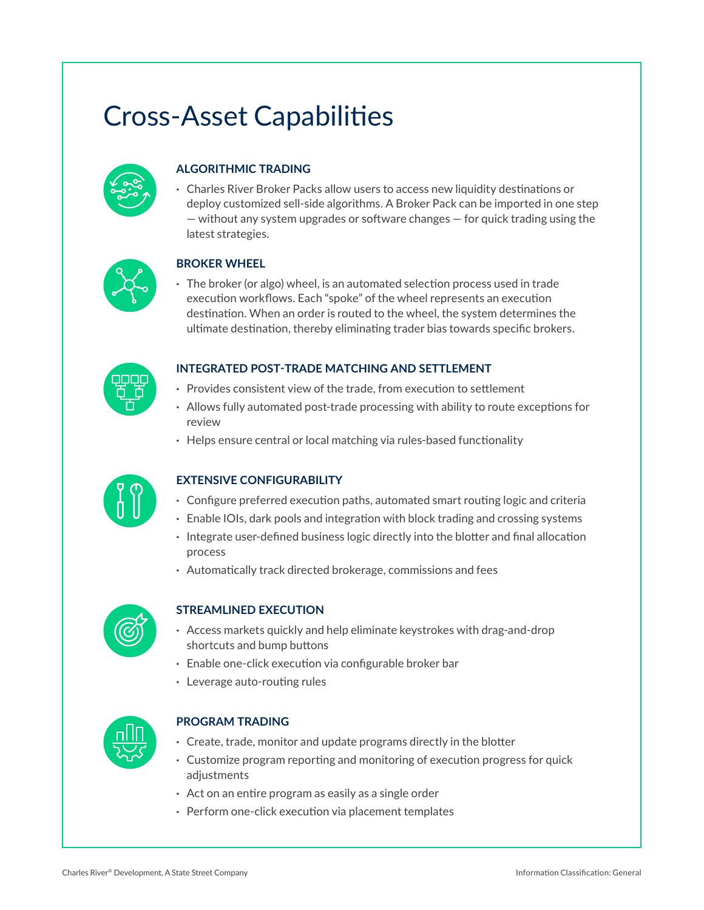# Cross-Asset Capabilities

### ALGORITHMIC TRADING

- Charles River Broker Packs allow users to access new liquidity destinations or deploy customized sell-side algorithms. A Broker Pack can be imported in one step — without any system upgrades or software changes — for quick trading using the latest strategies.

### BROKER WHEEL

- The broker (or algo) wheel, is an automated selection process used in trade execution workflows. Each "spoke" of the wheel represents an execution destination. When an order is routed to the wheel, the system determines the ultimate destination, thereby eliminating trader bias towards specific brokers.

### INTEGRATED POST-TRADE MATCHING AND SETTLEMENT

- Provides consistent view of the trade, from execution to settlement
- Allows fully automated post-trade processing with ability to route exceptions for review
- Helps ensure central or local matching via rules-based functionality

### EXTENSIVE CONFIGURABILITY

- Configure preferred execution paths, automated smart routing logic and criteria
- Enable IOIs, dark pools and integration with block trading and crossing systems
- Integrate user-defined business logic directly into the blotter and final allocation process
- Automatically track directed brokerage, commissions and fees

### STREAMLINED EXECUTION

- Access markets quickly and help eliminate keystrokes with drag-and-drop shortcuts and bump buttons
- Enable one-click execution via configurable broker bar
- Leverage auto-routing rules

### PROGRAM TRADING

- Create, trade, monitor and update programs directly in the blotter
- Customize program reporting and monitoring of execution progress for quick adjustments
- Act on an entire program as easily as a single order
- Perform one-click execution via placement templates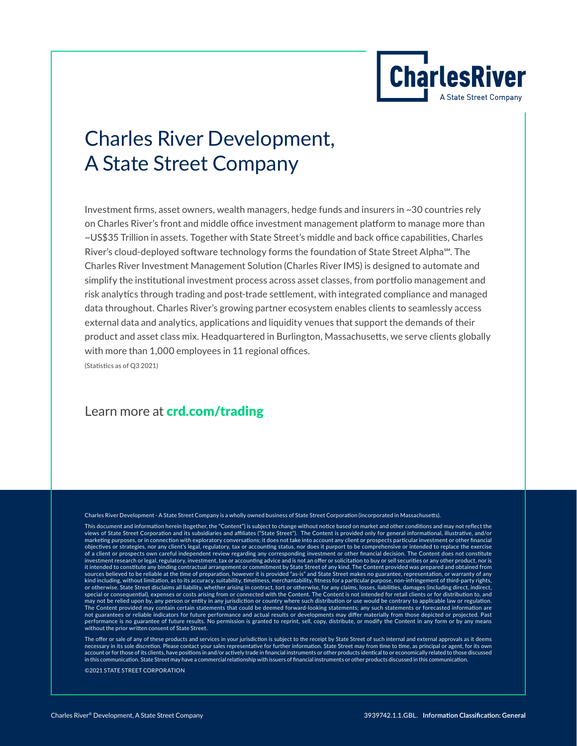CharlesRiver
A State Street Company

# Charles River Development, A State Street Company

Investment firms, asset owners, wealth managers, hedge funds and insurers in ~30 countries rely on Charles River's front and middle office investment management platform to manage more than ~US$35 Trillion in assets. Together with State Street's middle and back office capabilities, Charles River's cloud-deployed software technology forms the foundation of State Street Alpha℠. The Charles River Investment Management Solution (Charles River IMS) is designed to automate and simplify the institutional investment process across asset classes, from portfolio management and risk analytics through trading and post-trade settlement, with integrated compliance and managed data throughout. Charles River's growing partner ecosystem enables clients to seamlessly access external data and analytics, applications and liquidity venues that support the demands of their product and asset class mix. Headquartered in Burlington, Massachusetts, we serve clients globally with more than 1,000 employees in 11 regional offices.

(Statistics as of Q3 2021)

Learn more at **crd.com/trading**

Charles River Development - A State Street Company is a wholly owned business of State Street Corporation (incorporated in Massachusetts).

This document and information herein (together, the "Content") is subject to change without notice based on market and other conditions and may not reflect the views of State Street Corporation and its subsidiaries and affiliates ("State Street"). The Content is provided only for general informational, illustrative, and/or marketing purposes, or in connection with exploratory conversations; it does not take into account any client or prospects particular investment or other financial objectives or strategies, nor any client's legal, regulatory, tax or accounting status, nor does it purport to be comprehensive or intended to replace the exercise of a client or prospects own careful independent review regarding any corresponding investment or other financial decision. The Content does not constitute investment research or legal, regulatory, investment, tax or accounting advice and is not an offer or solicitation to buy or sell securities or any other product, nor is it intended to constitute any binding contractual arrangement or commitment by State Street of any kind. The Content provided was prepared and obtained from sources believed to be reliable at the time of preparation, however it is provided "as-is" and State Street makes no guarantee, representation, or warranty of any kind including, without limitation, as to its accuracy, suitability, timeliness, merchantability, fitness for a particular purpose, non-infringement of third-party rights, or otherwise. State Street disclaims all liability, whether arising in contract, tort or otherwise, for any claims, losses, liabilities, damages (including direct, indirect, special or consequential), expenses or costs arising from or connected with the Content. The Content is not intended for retail clients or for distribution to, and may not be relied upon by, any person or entity in any jurisdiction or country where such distribution or use would be contrary to applicable law or regulation. The Content provided may contain certain statements that could be deemed forward-looking statements; any such statements or forecasted information are not guarantees or reliable indicators for future performance and actual results or developments may differ materially from those depicted or projected. Past performance is no guarantee of future results. No permission is granted to reprint, sell, copy, distribute, or modify the Content in any form or by any means without the prior written consent of State Street.

The offer or sale of any of these products and services in your jurisdiction is subject to the receipt by State Street of such internal and external approvals as it deems necessary in its sole discretion. Please contact your sales representative for further information. State Street may from time to time, as principal or agent, for its own account or for those of its clients, have positions in and/or actively trade in financial instruments or other products identical to or economically related to those discussed in this communication. State Street may have a commercial relationship with issuers of financial instruments or other products discussed in this communication.

©2021 STATE STREET CORPORATION

Charles River® Development, A State Street Company

3939742.1.1.GBL. **Information Classification: General**